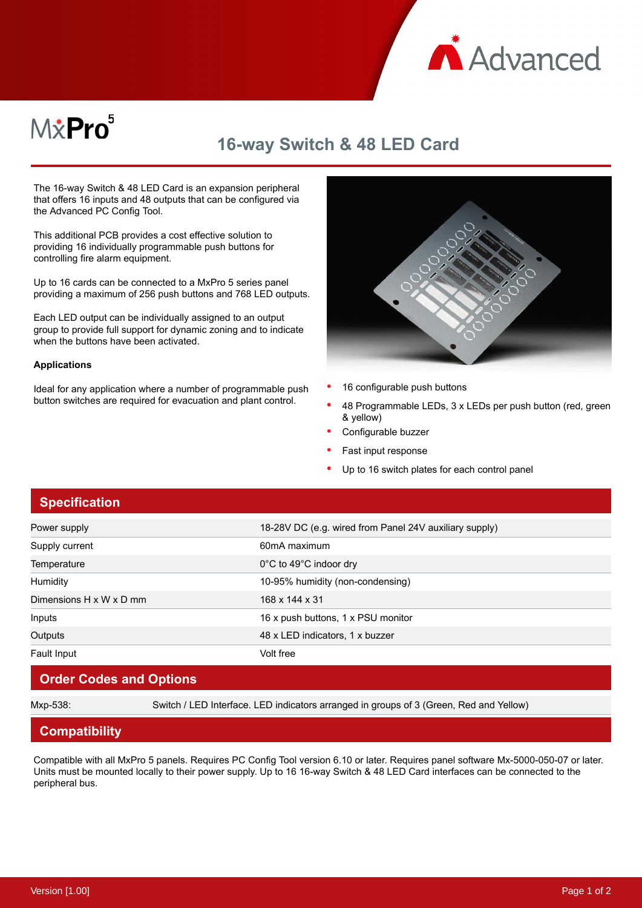# 16-way Switch & 48 LED Card

The 16-way Switch & 48 LED Card is an expansion peripheral that offers 16 inputs and 48 outputs that can be configured via the Advanced PC Config Tool.

This additional PCB provides a cost effective solution to providing 16 individually programmable push buttons for controlling fire alarm equipment.

Up to 16 cards can be connected to a MxPro 5 series panel providing a maximum of 256 push buttons and 768 LED outputs.

Each LED output can be individually assigned to an output group to provide full support for dynamic zoning and to indicate when the buttons have been activated.

**Applications**

Ideal for any application where a number of programmable push button switches are required for evacuation and plant control.

- 16 configurable push buttons
- 48 Programmable LEDs, 3 x LEDs per push button (red, green & yellow)
- Configurable buzzer
- Fast input response
- Up to 16 switch plates for each control panel

## Specification

| | |
|---|---|
| Power supply | 18-28V DC (e.g. wired from Panel 24V auxiliary supply) |
| Supply current | 60mA maximum |
| Temperature | 0°C to 49°C indoor dry |
| Humidity | 10-95% humidity (non-condensing) |
| Dimensions H x W x D mm | 168 x 144 x 31 |
| Inputs | 16 x push buttons, 1 x PSU monitor |
| Outputs | 48 x LED indicators, 1 x buzzer |
| Fault Input | Volt free |

## Order Codes and Options

| | |
|---|---|
| Mxp-538: | Switch / LED Interface. LED indicators arranged in groups of 3 (Green, Red and Yellow) |

## Compatibility

Compatible with all MxPro 5 panels. Requires PC Config Tool version 6.10 or later. Requires panel software Mx-5000-050-07 or later. Units must be mounted locally to their power supply. Up to 16 16-way Switch & 48 LED Card interfaces can be connected to the peripheral bus.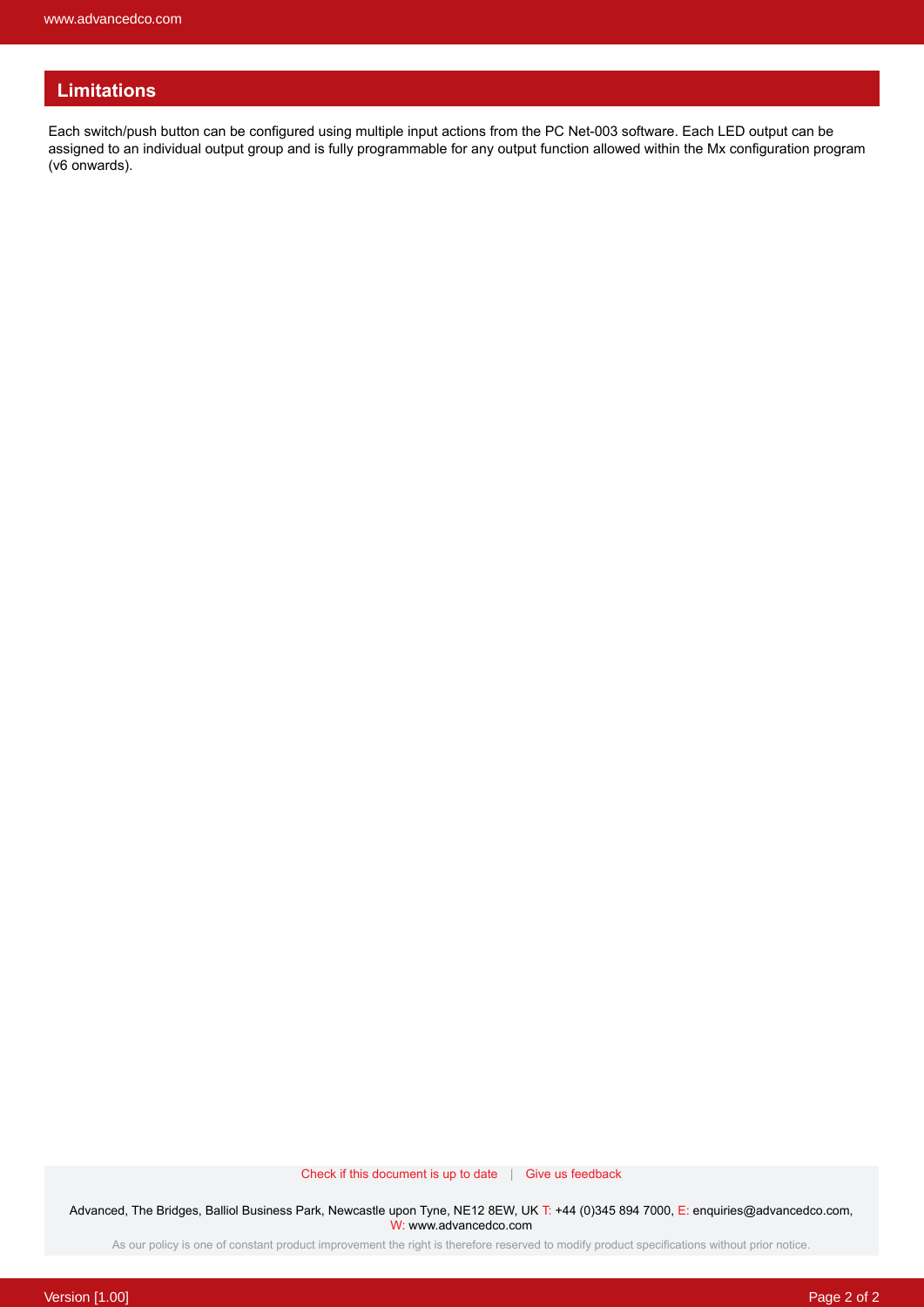## Limitations

Each switch/push button can be configured using multiple input actions from the PC Net-003 software. Each LED output can be assigned to an individual output group and is fully programmable for any output function allowed within the Mx configuration program (v6 onwards).

Check if this document is up to date | Give us feedback

Advanced, The Bridges, Balliol Business Park, Newcastle upon Tyne, NE12 8EW, UK T: +44 (0)345 894 7000, E: enquiries@advancedco.com, W: www.advancedco.com

As our policy is one of constant product improvement the right is therefore reserved to modify product specifications without prior notice.

Version [1.00]